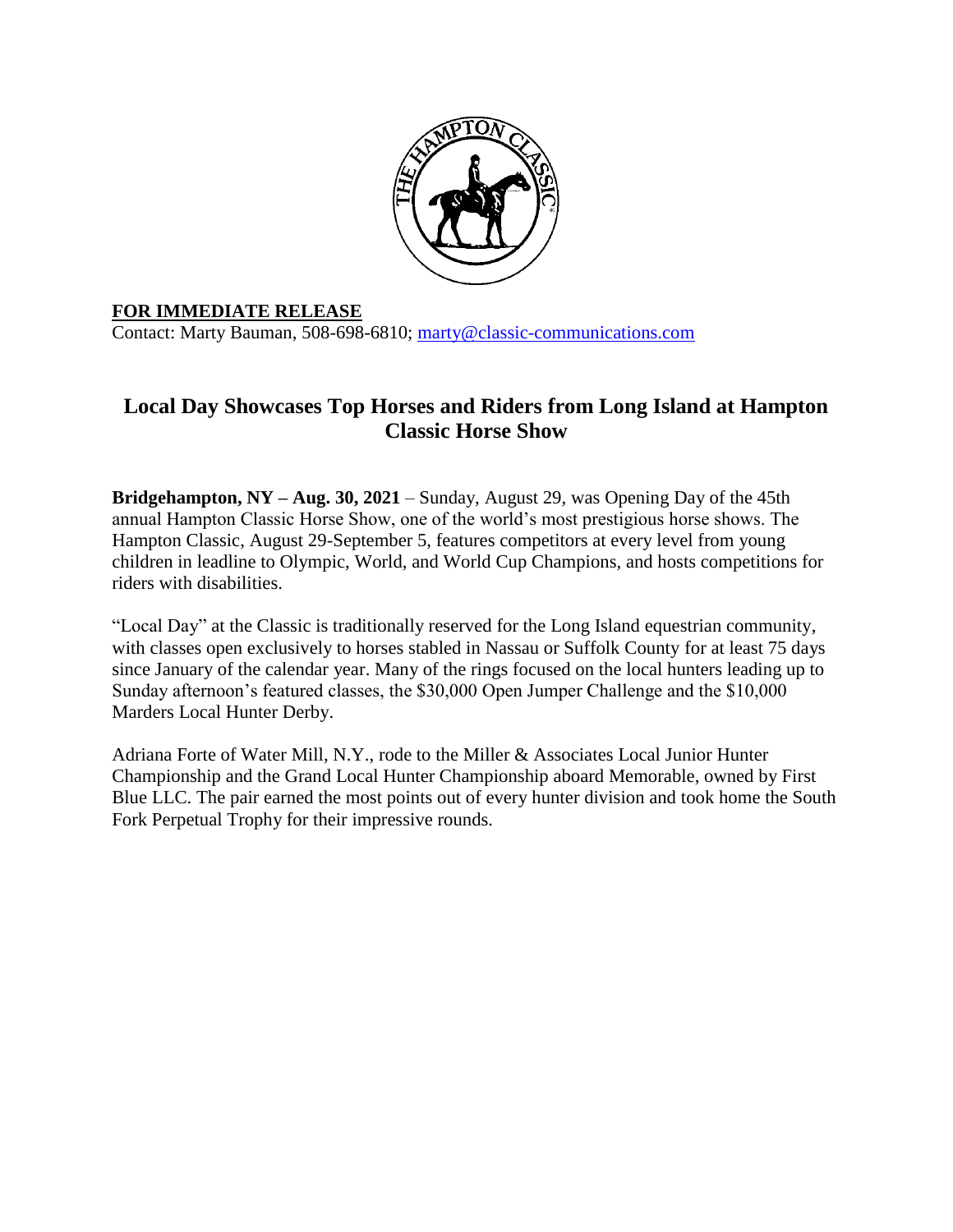**FOR IMMEDIATE RELEASE**
Contact: Marty Bauman, 508-698-6810; marty@classic-communications.com

## Local Day Showcases Top Horses and Riders from Long Island at Hampton Classic Horse Show

**Bridgehampton, NY – Aug. 30, 2021** – Sunday, August 29, was Opening Day of the 45th annual Hampton Classic Horse Show, one of the world's most prestigious horse shows. The Hampton Classic, August 29-September 5, features competitors at every level from young children in leadline to Olympic, World, and World Cup Champions, and hosts competitions for riders with disabilities.

"Local Day" at the Classic is traditionally reserved for the Long Island equestrian community, with classes open exclusively to horses stabled in Nassau or Suffolk County for at least 75 days since January of the calendar year. Many of the rings focused on the local hunters leading up to Sunday afternoon's featured classes, the $30,000 Open Jumper Challenge and the $10,000 Marders Local Hunter Derby.

Adriana Forte of Water Mill, N.Y., rode to the Miller & Associates Local Junior Hunter Championship and the Grand Local Hunter Championship aboard Memorable, owned by First Blue LLC. The pair earned the most points out of every hunter division and took home the South Fork Perpetual Trophy for their impressive rounds.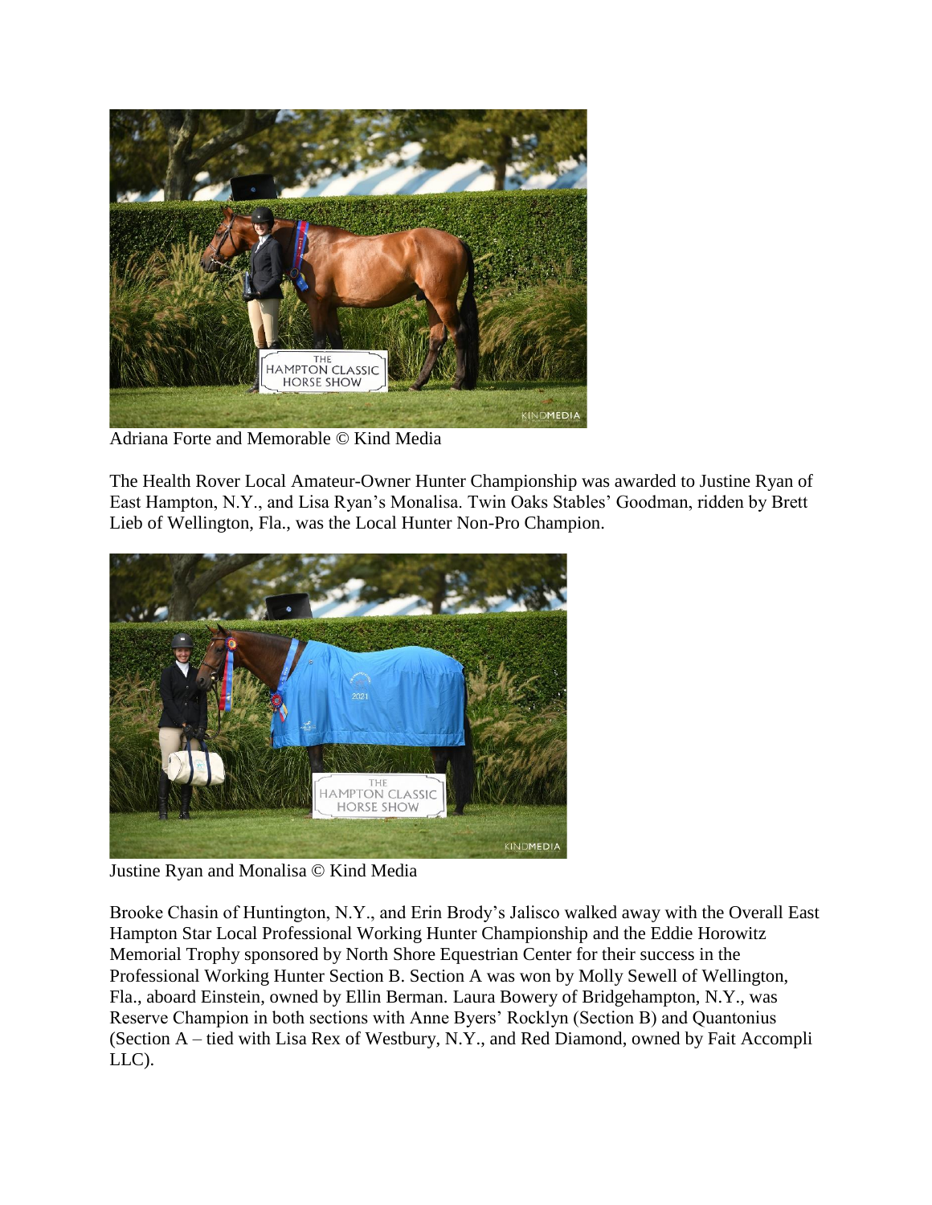Adriana Forte and Memorable © Kind Media

The Health Rover Local Amateur-Owner Hunter Championship was awarded to Justine Ryan of East Hampton, N.Y., and Lisa Ryan's Monalisa. Twin Oaks Stables' Goodman, ridden by Brett Lieb of Wellington, Fla., was the Local Hunter Non-Pro Champion.

Justine Ryan and Monalisa © Kind Media

Brooke Chasin of Huntington, N.Y., and Erin Brody's Jalisco walked away with the Overall East Hampton Star Local Professional Working Hunter Championship and the Eddie Horowitz Memorial Trophy sponsored by North Shore Equestrian Center for their success in the Professional Working Hunter Section B. Section A was won by Molly Sewell of Wellington, Fla., aboard Einstein, owned by Ellin Berman. Laura Bowery of Bridgehampton, N.Y., was Reserve Champion in both sections with Anne Byers' Rocklyn (Section B) and Quantonius (Section A – tied with Lisa Rex of Westbury, N.Y., and Red Diamond, owned by Fait Accompli LLC).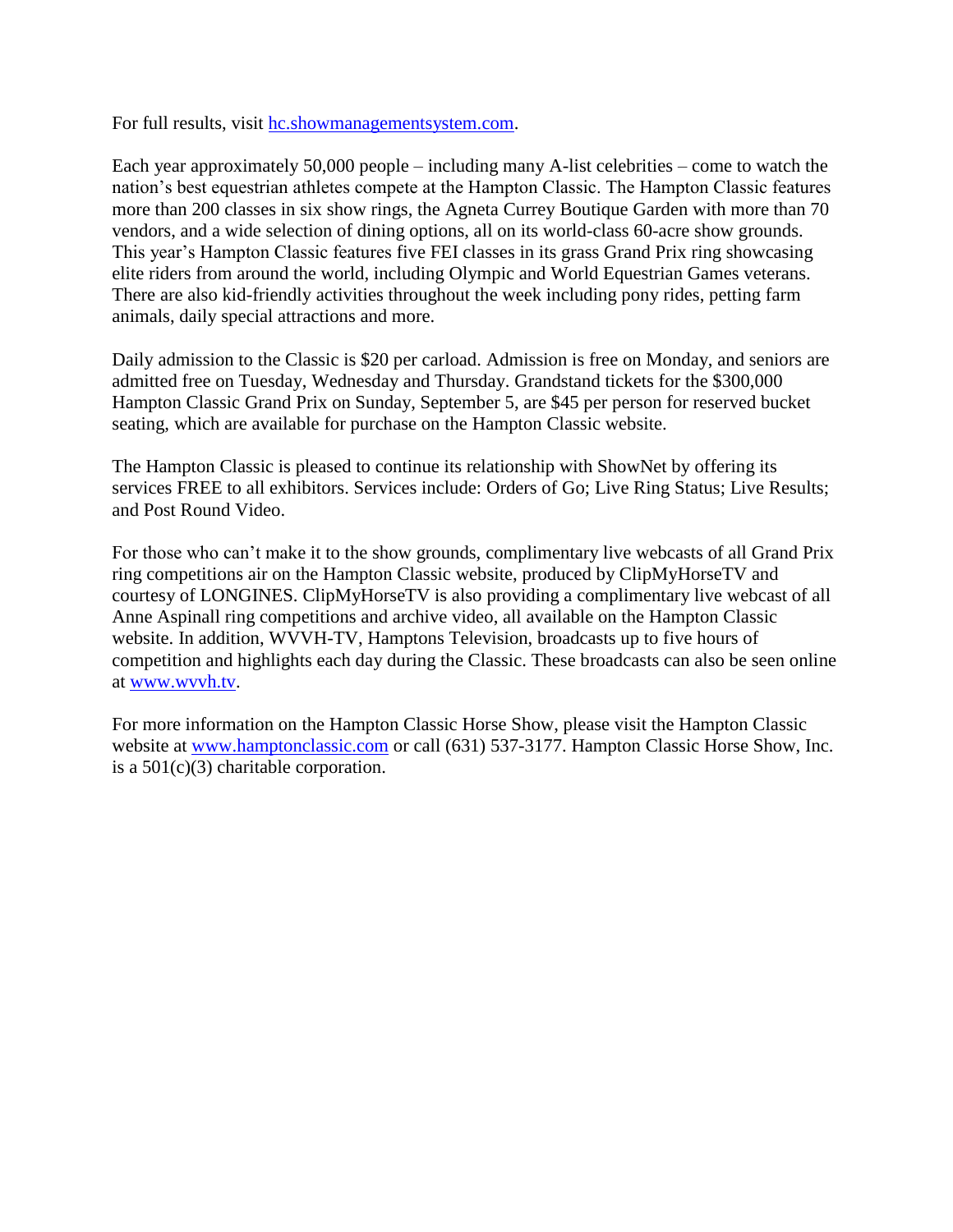For full results, visit hc.showmanagementsystem.com.

Each year approximately 50,000 people – including many A-list celebrities – come to watch the nation's best equestrian athletes compete at the Hampton Classic. The Hampton Classic features more than 200 classes in six show rings, the Agneta Currey Boutique Garden with more than 70 vendors, and a wide selection of dining options, all on its world-class 60-acre show grounds. This year's Hampton Classic features five FEI classes in its grass Grand Prix ring showcasing elite riders from around the world, including Olympic and World Equestrian Games veterans. There are also kid-friendly activities throughout the week including pony rides, petting farm animals, daily special attractions and more.

Daily admission to the Classic is $20 per carload. Admission is free on Monday, and seniors are admitted free on Tuesday, Wednesday and Thursday. Grandstand tickets for the $300,000 Hampton Classic Grand Prix on Sunday, September 5, are $45 per person for reserved bucket seating, which are available for purchase on the Hampton Classic website.

The Hampton Classic is pleased to continue its relationship with ShowNet by offering its services FREE to all exhibitors. Services include: Orders of Go; Live Ring Status; Live Results; and Post Round Video.

For those who can't make it to the show grounds, complimentary live webcasts of all Grand Prix ring competitions air on the Hampton Classic website, produced by ClipMyHorseTV and courtesy of LONGINES. ClipMyHorseTV is also providing a complimentary live webcast of all Anne Aspinall ring competitions and archive video, all available on the Hampton Classic website. In addition, WVVH-TV, Hamptons Television, broadcasts up to five hours of competition and highlights each day during the Classic. These broadcasts can also be seen online at www.wvvh.tv.

For more information on the Hampton Classic Horse Show, please visit the Hampton Classic website at www.hamptonclassic.com or call (631) 537-3177. Hampton Classic Horse Show, Inc. is a 501(c)(3) charitable corporation.